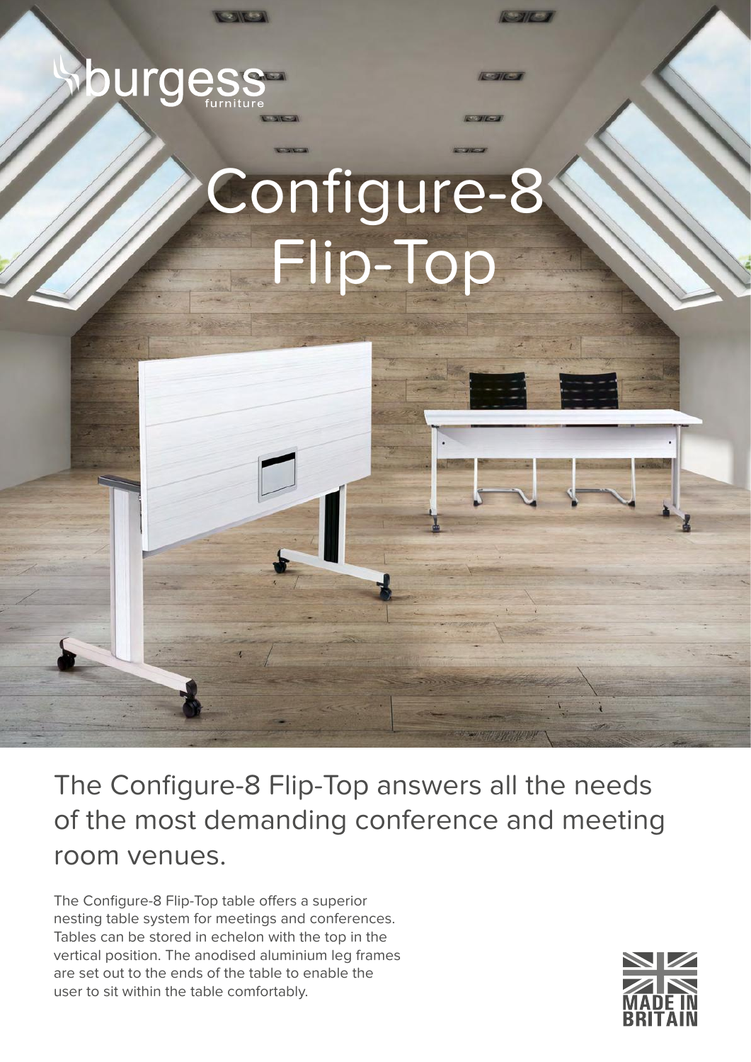burgess furniture

# Configure-8 Flip-Top

## The Configure-8 Flip-Top answers all the needs of the most demanding conference and meeting room venues.

The Configure-8 Flip-Top table offers a superior nesting table system for meetings and conferences. Tables can be stored in echelon with the top in the vertical position. The anodised aluminium leg frames are set out to the ends of the table to enable the user to sit within the table comfortably.

MADE IN BRITAIN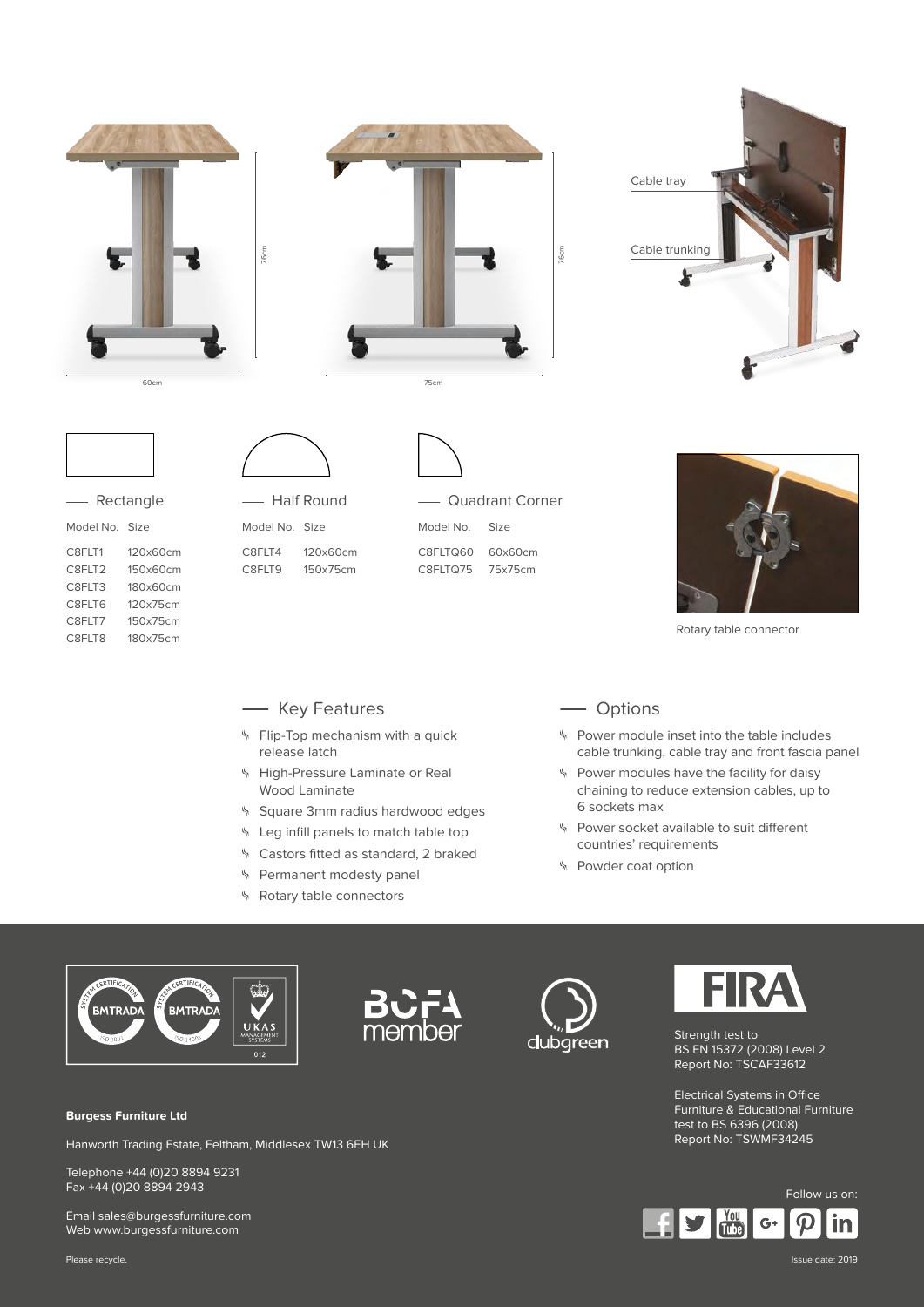76cm

60cm

76cm

75cm

Cable tray

Cable trunking

## Rectangle

| Model No. | Size |
| --- | --- |
| C8FLT1 | 120x60cm |
| C8FLT2 | 150x60cm |
| C8FLT3 | 180x60cm |
| C8FLT6 | 120x75cm |
| C8FLT7 | 150x75cm |
| C8FLT8 | 180x75cm |

## Half Round

| Model No. | Size |
| --- | --- |
| C8FLT4 | 120x60cm |
| C8FLT9 | 150x75cm |

## Quadrant Corner

| Model No. | Size |
| --- | --- |
| C8FLTQ60 | 60x60cm |
| C8FLTQ75 | 75x75cm |

Rotary table connector

## Key Features

- Flip-Top mechanism with a quick release latch
- High-Pressure Laminate or Real Wood Laminate
- Square 3mm radius hardwood edges
- Leg infill panels to match table top
- Castors fitted as standard, 2 braked
- Permanent modesty panel
- Rotary table connectors

## Options

- Power module inset into the table includes cable trunking, cable tray and front fascia panel
- Power modules have the facility for daisy chaining to reduce extension cables, up to 6 sockets max
- Power socket available to suit different countries' requirements
- Powder coat option

BMTRADA SYSTEM CERTIFICATION ISO 9001 · BMTRADA SYSTEM CERTIFICATION ISO 14001 · UKAS MANAGEMENT SYSTEMS 012

BCFA member

clubgreen

FIRA

Strength test to
BS EN 15372 (2008) Level 2
Report No: TSCAF33612

Electrical Systems in Office Furniture & Educational Furniture test to BS 6396 (2008)
Report No: TSWMF34245

**Burgess Furniture Ltd**

Hanworth Trading Estate, Feltham, Middlesex TW13 6EH UK

Telephone +44 (0)20 8894 9231
Fax +44 (0)20 8894 2943

Email sales@burgessfurniture.com
Web www.burgessfurniture.com

Follow us on:

Please recycle.

Issue date: 2019